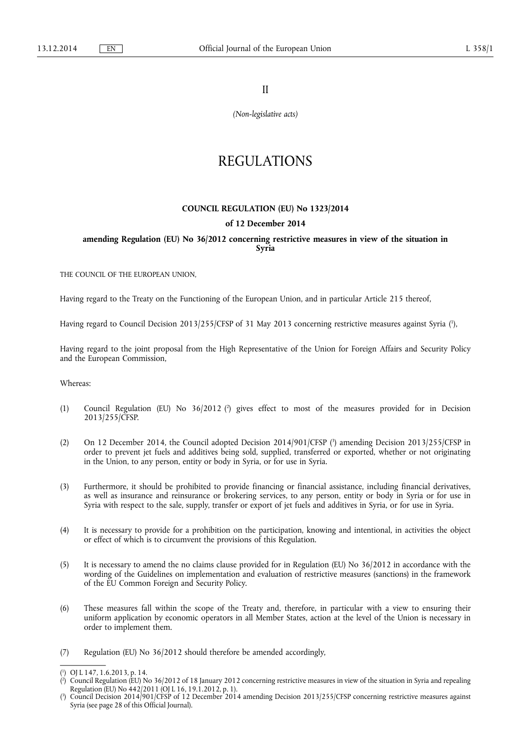II

*(Non-legislative acts)*

# REGULATIONS

## COUNCIL REGULATION (EU) No 1323/2014

### of 12 December 2014

### amending Regulation (EU) No 36/2012 concerning restrictive measures in view of the situation in Syria

THE COUNCIL OF THE EUROPEAN UNION,

Having regard to the Treaty on the Functioning of the European Union, and in particular Article 215 thereof,

Having regard to Council Decision 2013/255/CFSP of 31 May 2013 concerning restrictive measures against Syria [1],

Having regard to the joint proposal from the High Representative of the Union for Foreign Affairs and Security Policy and the European Commission,

Whereas:

(1) Council Regulation (EU) No 36/2012 [2] gives effect to most of the measures provided for in Decision 2013/255/CFSP.

(2) On 12 December 2014, the Council adopted Decision 2014/901/CFSP [3] amending Decision 2013/255/CFSP in order to prevent jet fuels and additives being sold, supplied, transferred or exported, whether or not originating in the Union, to any person, entity or body in Syria, or for use in Syria.

(3) Furthermore, it should be prohibited to provide financing or financial assistance, including financial derivatives, as well as insurance and reinsurance or brokering services, to any person, entity or body in Syria or for use in Syria with respect to the sale, supply, transfer or export of jet fuels and additives in Syria, or for use in Syria.

(4) It is necessary to provide for a prohibition on the participation, knowing and intentional, in activities the object or effect of which is to circumvent the provisions of this Regulation.

(5) It is necessary to amend the no claims clause provided for in Regulation (EU) No 36/2012 in accordance with the wording of the Guidelines on implementation and evaluation of restrictive measures (sanctions) in the framework of the EU Common Foreign and Security Policy.

(6) These measures fall within the scope of the Treaty and, therefore, in particular with a view to ensuring their uniform application by economic operators in all Member States, action at the level of the Union is necessary in order to implement them.

(7) Regulation (EU) No 36/2012 should therefore be amended accordingly,

---

[1] OJ L 147, 1.6.2013, p. 14.

[2] Council Regulation (EU) No 36/2012 of 18 January 2012 concerning restrictive measures in view of the situation in Syria and repealing Regulation (EU) No 442/2011 (OJ L 16, 19.1.2012, p. 1).

[3] Council Decision 2014/901/CFSP of 12 December 2014 amending Decision 2013/255/CFSP concerning restrictive measures against Syria (see page 28 of this Official Journal).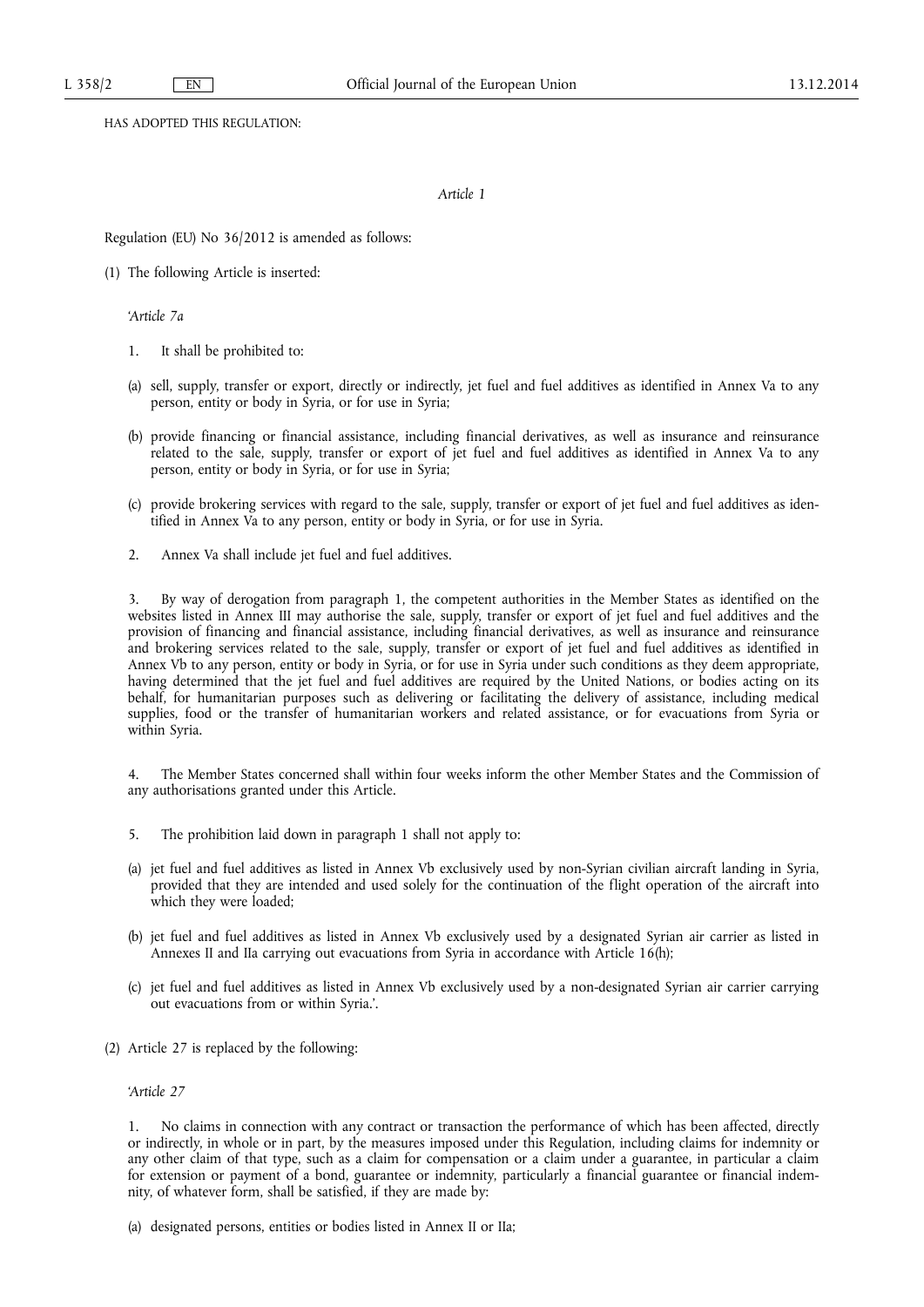HAS ADOPTED THIS REGULATION:

*Article 1*

Regulation (EU) No 36/2012 is amended as follows:

(1) The following Article is inserted:

*'Article 7a*

1. It shall be prohibited to:

(a) sell, supply, transfer or export, directly or indirectly, jet fuel and fuel additives as identified in Annex Va to any person, entity or body in Syria, or for use in Syria;

(b) provide financing or financial assistance, including financial derivatives, as well as insurance and reinsurance related to the sale, supply, transfer or export of jet fuel and fuel additives as identified in Annex Va to any person, entity or body in Syria, or for use in Syria;

(c) provide brokering services with regard to the sale, supply, transfer or export of jet fuel and fuel additives as identified in Annex Va to any person, entity or body in Syria, or for use in Syria.

2. Annex Va shall include jet fuel and fuel additives.

3. By way of derogation from paragraph 1, the competent authorities in the Member States as identified on the websites listed in Annex III may authorise the sale, supply, transfer or export of jet fuel and fuel additives and the provision of financing and financial assistance, including financial derivatives, as well as insurance and reinsurance and brokering services related to the sale, supply, transfer or export of jet fuel and fuel additives as identified in Annex Vb to any person, entity or body in Syria, or for use in Syria under such conditions as they deem appropriate, having determined that the jet fuel and fuel additives are required by the United Nations, or bodies acting on its behalf, for humanitarian purposes such as delivering or facilitating the delivery of assistance, including medical supplies, food or the transfer of humanitarian workers and related assistance, or for evacuations from Syria or within Syria.

4. The Member States concerned shall within four weeks inform the other Member States and the Commission of any authorisations granted under this Article.

5. The prohibition laid down in paragraph 1 shall not apply to:

(a) jet fuel and fuel additives as listed in Annex Vb exclusively used by non-Syrian civilian aircraft landing in Syria, provided that they are intended and used solely for the continuation of the flight operation of the aircraft into which they were loaded;

(b) jet fuel and fuel additives as listed in Annex Vb exclusively used by a designated Syrian air carrier as listed in Annexes II and IIa carrying out evacuations from Syria in accordance with Article 16(h);

(c) jet fuel and fuel additives as listed in Annex Vb exclusively used by a non-designated Syrian air carrier carrying out evacuations from or within Syria.'.

(2) Article 27 is replaced by the following:

*'Article 27*

1. No claims in connection with any contract or transaction the performance of which has been affected, directly or indirectly, in whole or in part, by the measures imposed under this Regulation, including claims for indemnity or any other claim of that type, such as a claim for compensation or a claim under a guarantee, in particular a claim for extension or payment of a bond, guarantee or indemnity, particularly a financial guarantee or financial indemnity, of whatever form, shall be satisfied, if they are made by:

(a) designated persons, entities or bodies listed in Annex II or IIa;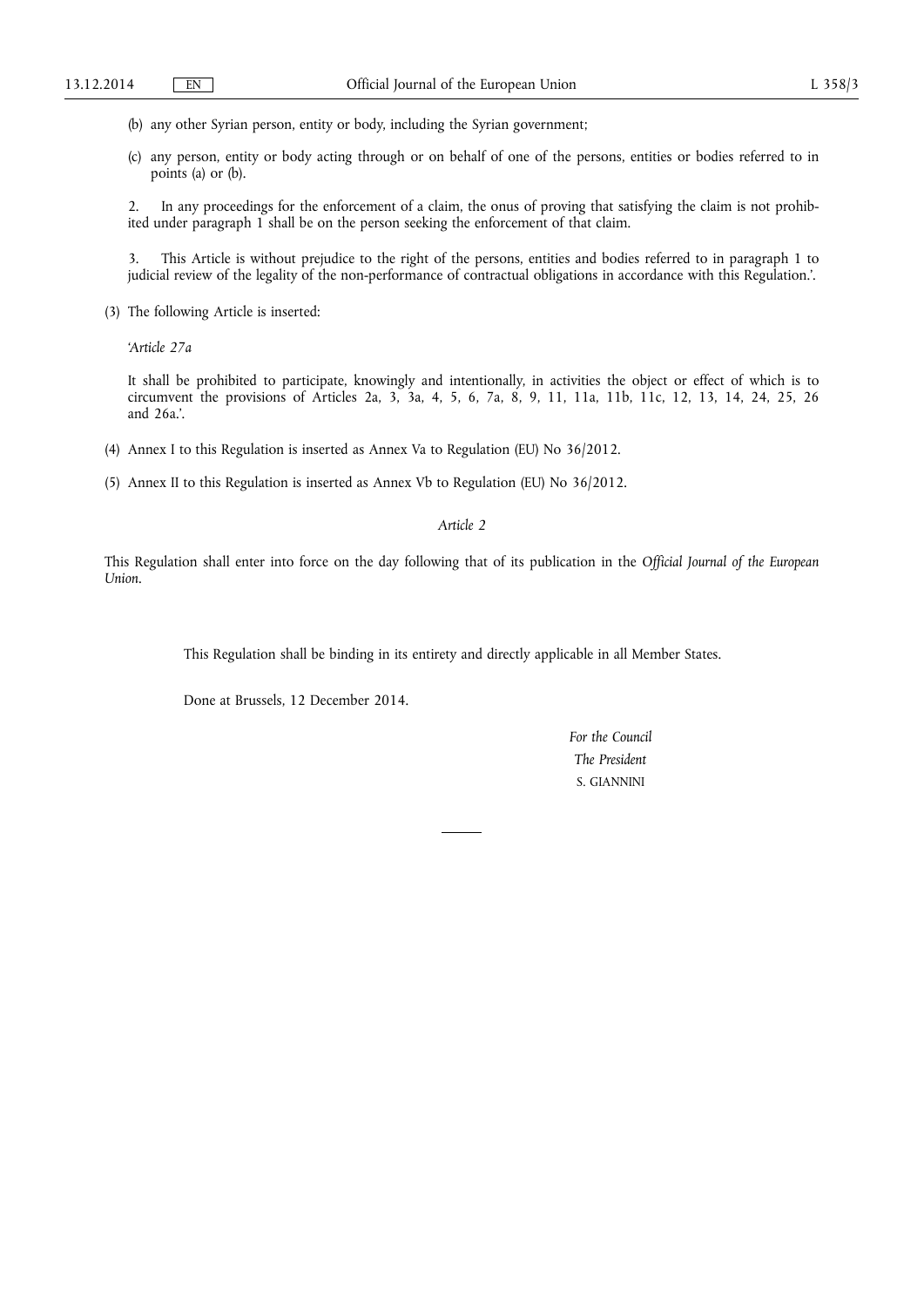(b) any other Syrian person, entity or body, including the Syrian government;

(c) any person, entity or body acting through or on behalf of one of the persons, entities or bodies referred to in points (a) or (b).

2. In any proceedings for the enforcement of a claim, the onus of proving that satisfying the claim is not prohibited under paragraph 1 shall be on the person seeking the enforcement of that claim.

3. This Article is without prejudice to the right of the persons, entities and bodies referred to in paragraph 1 to judicial review of the legality of the non-performance of contractual obligations in accordance with this Regulation.'.

(3) The following Article is inserted:

'*Article 27a*

It shall be prohibited to participate, knowingly and intentionally, in activities the object or effect of which is to circumvent the provisions of Articles 2a, 3, 3a, 4, 5, 6, 7a, 8, 9, 11, 11a, 11b, 11c, 12, 13, 14, 24, 25, 26 and 26a.'.

(4) Annex I to this Regulation is inserted as Annex Va to Regulation (EU) No 36/2012.

(5) Annex II to this Regulation is inserted as Annex Vb to Regulation (EU) No 36/2012.

*Article 2*

This Regulation shall enter into force on the day following that of its publication in the *Official Journal of the European Union*.

This Regulation shall be binding in its entirety and directly applicable in all Member States.

Done at Brussels, 12 December 2014.

*For the Council*

*The President*

S. GIANNINI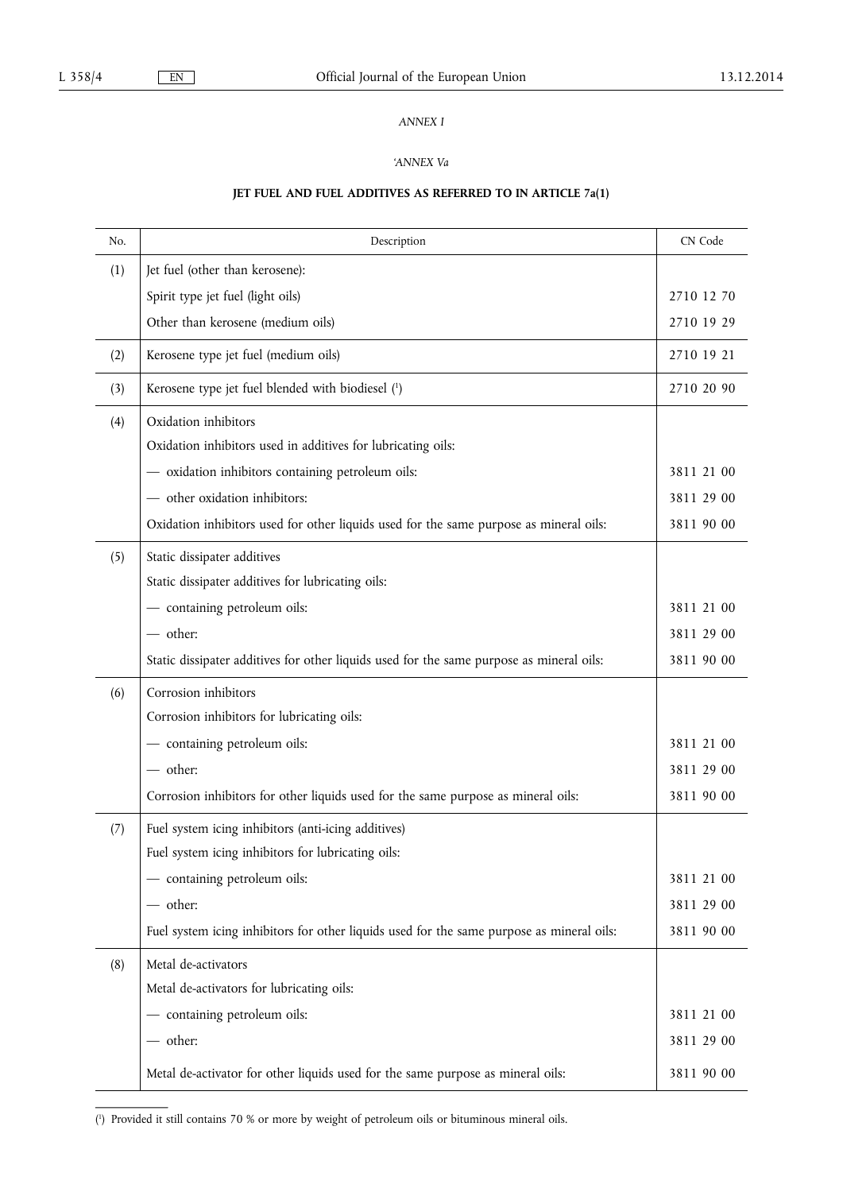*ANNEX I*

*'ANNEX Va*

**JET FUEL AND FUEL ADDITIVES AS REFERRED TO IN ARTICLE 7a(1)**

| No. | Description | CN Code |
|---|---|---|
| (1) | Jet fuel (other than kerosene): | |
| | Spirit type jet fuel (light oils) | 2710 12 70 |
| | Other than kerosene (medium oils) | 2710 19 29 |
| (2) | Kerosene type jet fuel (medium oils) | 2710 19 21 |
| (3) | Kerosene type jet fuel blended with biodiesel [1] | 2710 20 90 |
| (4) | Oxidation inhibitors | |
| | Oxidation inhibitors used in additives for lubricating oils: | |
| | — oxidation inhibitors containing petroleum oils: | 3811 21 00 |
| | — other oxidation inhibitors: | 3811 29 00 |
| | Oxidation inhibitors used for other liquids used for the same purpose as mineral oils: | 3811 90 00 |
| (5) | Static dissipater additives | |
| | Static dissipater additives for lubricating oils: | |
| | — containing petroleum oils: | 3811 21 00 |
| | — other: | 3811 29 00 |
| | Static dissipater additives for other liquids used for the same purpose as mineral oils: | 3811 90 00 |
| (6) | Corrosion inhibitors | |
| | Corrosion inhibitors for lubricating oils: | |
| | — containing petroleum oils: | 3811 21 00 |
| | — other: | 3811 29 00 |
| | Corrosion inhibitors for other liquids used for the same purpose as mineral oils: | 3811 90 00 |
| (7) | Fuel system icing inhibitors (anti-icing additives) | |
| | Fuel system icing inhibitors for lubricating oils: | |
| | — containing petroleum oils: | 3811 21 00 |
| | — other: | 3811 29 00 |
| | Fuel system icing inhibitors for other liquids used for the same purpose as mineral oils: | 3811 90 00 |
| (8) | Metal de-activators | |
| | Metal de-activators for lubricating oils: | |
| | — containing petroleum oils: | 3811 21 00 |
| | — other: | 3811 29 00 |
| | Metal de-activator for other liquids used for the same purpose as mineral oils: | 3811 90 00 |

[1] Provided it still contains 70 % or more by weight of petroleum oils or bituminous mineral oils.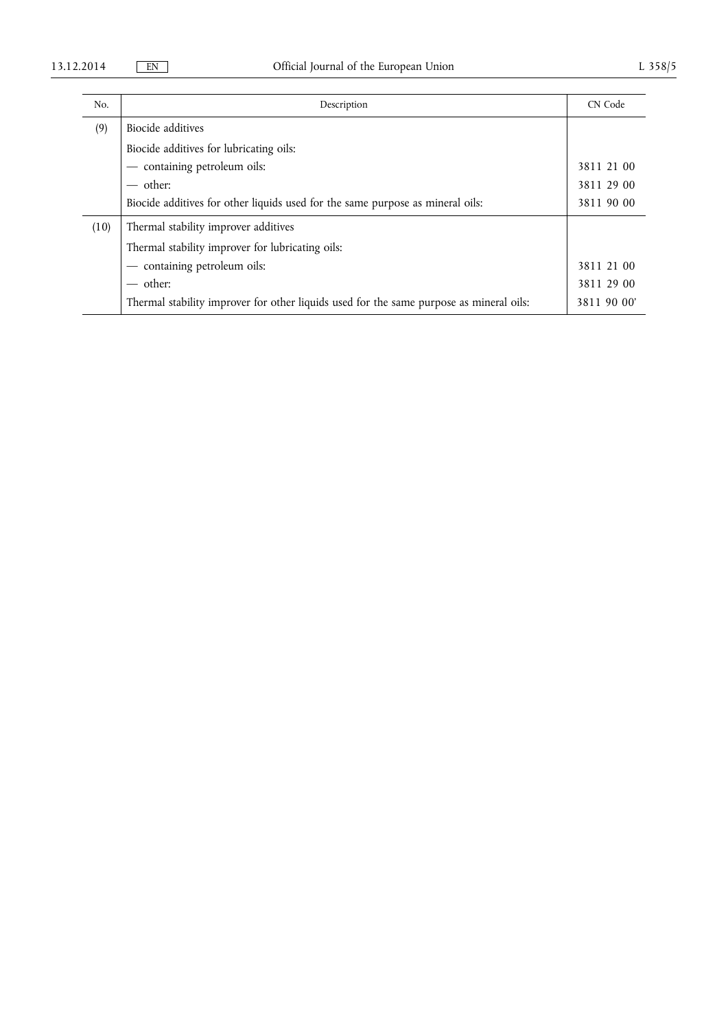| No. | Description | CN Code |
|---|---|---|
| (9) | Biocide additives | |
| | Biocide additives for lubricating oils: | |
| | — containing petroleum oils: | 3811 21 00 |
| | — other: | 3811 29 00 |
| | Biocide additives for other liquids used for the same purpose as mineral oils: | 3811 90 00 |
| (10) | Thermal stability improver additives | |
| | Thermal stability improver for lubricating oils: | |
| | — containing petroleum oils: | 3811 21 00 |
| | — other: | 3811 29 00 |
| | Thermal stability improver for other liquids used for the same purpose as mineral oils: | 3811 90 00' |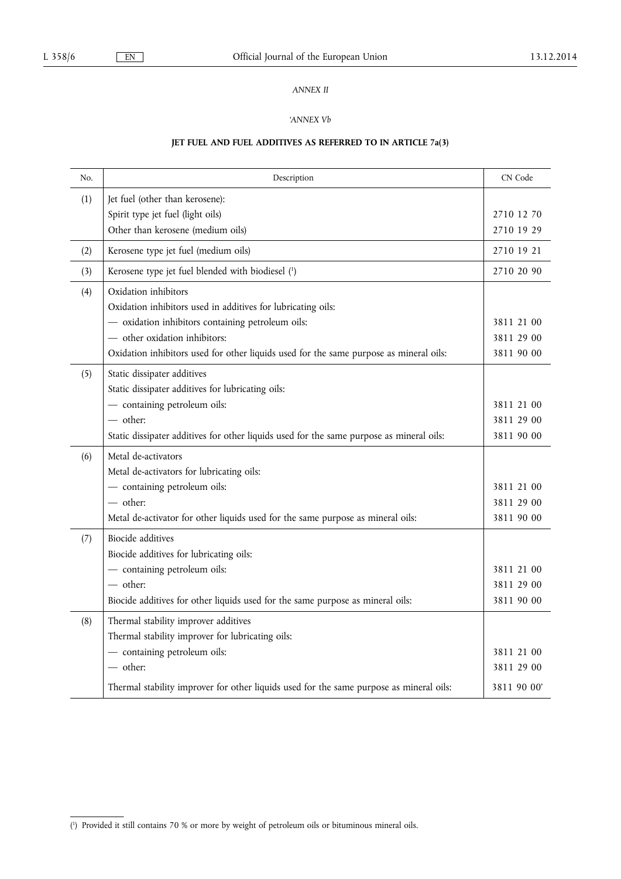*ANNEX II*

*'ANNEX Vb*

**JET FUEL AND FUEL ADDITIVES AS REFERRED TO IN ARTICLE 7a(3)**

| No. | Description | CN Code |
|---|---|---|
| (1) | Jet fuel (other than kerosene): | |
| | Spirit type jet fuel (light oils) | 2710 12 70 |
| | Other than kerosene (medium oils) | 2710 19 29 |
| (2) | Kerosene type jet fuel (medium oils) | 2710 19 21 |
| (3) | Kerosene type jet fuel blended with biodiesel ([1]) | 2710 20 90 |
| (4) | Oxidation inhibitors | |
| | Oxidation inhibitors used in additives for lubricating oils: | |
| | — oxidation inhibitors containing petroleum oils: | 3811 21 00 |
| | — other oxidation inhibitors: | 3811 29 00 |
| | Oxidation inhibitors used for other liquids used for the same purpose as mineral oils: | 3811 90 00 |
| (5) | Static dissipater additives | |
| | Static dissipater additives for lubricating oils: | |
| | — containing petroleum oils: | 3811 21 00 |
| | — other: | 3811 29 00 |
| | Static dissipater additives for other liquids used for the same purpose as mineral oils: | 3811 90 00 |
| (6) | Metal de-activators | |
| | Metal de-activators for lubricating oils: | |
| | — containing petroleum oils: | 3811 21 00 |
| | — other: | 3811 29 00 |
| | Metal de-activator for other liquids used for the same purpose as mineral oils: | 3811 90 00 |
| (7) | Biocide additives | |
| | Biocide additives for lubricating oils: | |
| | — containing petroleum oils: | 3811 21 00 |
| | — other: | 3811 29 00 |
| | Biocide additives for other liquids used for the same purpose as mineral oils: | 3811 90 00 |
| (8) | Thermal stability improver additives | |
| | Thermal stability improver for lubricating oils: | |
| | — containing petroleum oils: | 3811 21 00 |
| | — other: | 3811 29 00 |
| | Thermal stability improver for other liquids used for the same purpose as mineral oils: | 3811 90 00' |

([1]) Provided it still contains 70 % or more by weight of petroleum oils or bituminous mineral oils.